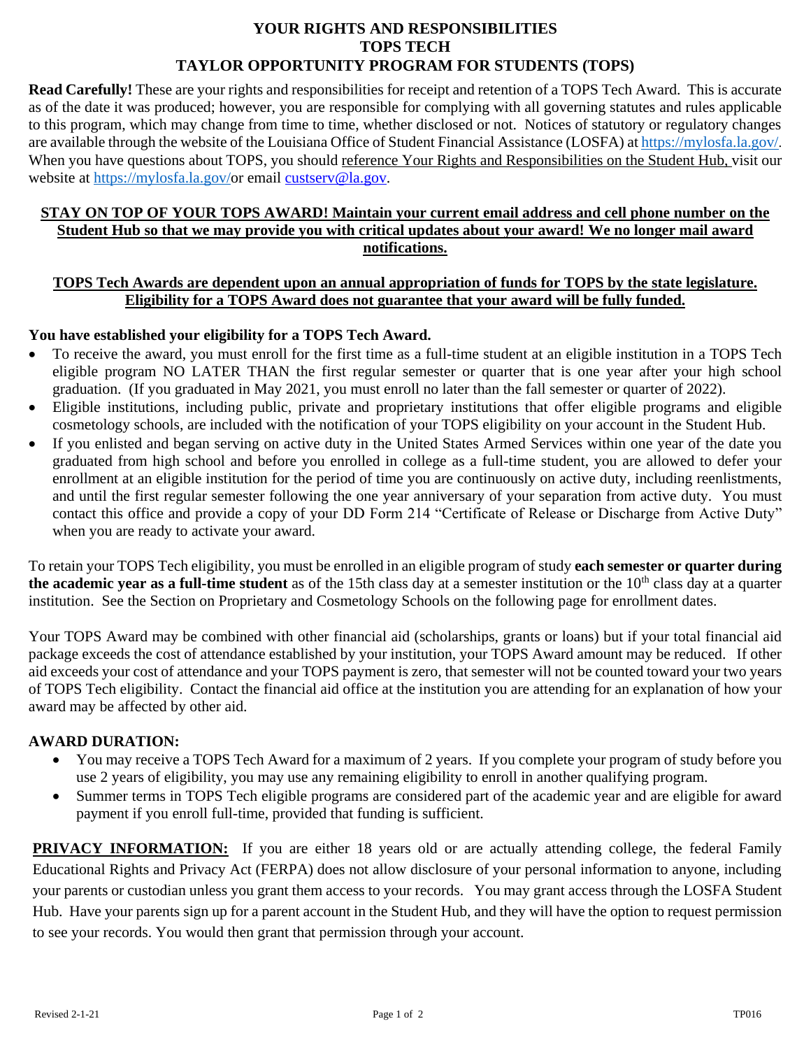# YOUR RIGHTS AND RESPONSIBILITIES
# TOPS TECH
# TAYLOR OPPORTUNITY PROGRAM FOR STUDENTS (TOPS)

**Read Carefully!** These are your rights and responsibilities for receipt and retention of a TOPS Tech Award. This is accurate as of the date it was produced; however, you are responsible for complying with all governing statutes and rules applicable to this program, which may change from time to time, whether disclosed or not. Notices of statutory or regulatory changes are available through the website of the Louisiana Office of Student Financial Assistance (LOSFA) at https://mylosfa.la.gov/. When you have questions about TOPS, you should reference Your Rights and Responsibilities on the Student Hub, visit our website at https://mylosfa.la.gov/or email custserv@la.gov.

**STAY ON TOP OF YOUR TOPS AWARD! Maintain your current email address and cell phone number on the Student Hub so that we may provide you with critical updates about your award! We no longer mail award notifications.**

**TOPS Tech Awards are dependent upon an annual appropriation of funds for TOPS by the state legislature. Eligibility for a TOPS Award does not guarantee that your award will be fully funded.**

**You have established your eligibility for a TOPS Tech Award.**

- To receive the award, you must enroll for the first time as a full-time student at an eligible institution in a TOPS Tech eligible program NO LATER THAN the first regular semester or quarter that is one year after your high school graduation. (If you graduated in May 2021, you must enroll no later than the fall semester or quarter of 2022).
- Eligible institutions, including public, private and proprietary institutions that offer eligible programs and eligible cosmetology schools, are included with the notification of your TOPS eligibility on your account in the Student Hub.
- If you enlisted and began serving on active duty in the United States Armed Services within one year of the date you graduated from high school and before you enrolled in college as a full-time student, you are allowed to defer your enrollment at an eligible institution for the period of time you are continuously on active duty, including reenlistments, and until the first regular semester following the one year anniversary of your separation from active duty. You must contact this office and provide a copy of your DD Form 214 "Certificate of Release or Discharge from Active Duty" when you are ready to activate your award.

To retain your TOPS Tech eligibility, you must be enrolled in an eligible program of study **each semester or quarter during the academic year as a full-time student** as of the 15th class day at a semester institution or the 10th class day at a quarter institution. See the Section on Proprietary and Cosmetology Schools on the following page for enrollment dates.

Your TOPS Award may be combined with other financial aid (scholarships, grants or loans) but if your total financial aid package exceeds the cost of attendance established by your institution, your TOPS Award amount may be reduced. If other aid exceeds your cost of attendance and your TOPS payment is zero, that semester will not be counted toward your two years of TOPS Tech eligibility. Contact the financial aid office at the institution you are attending for an explanation of how your award may be affected by other aid.

## AWARD DURATION:

- You may receive a TOPS Tech Award for a maximum of 2 years. If you complete your program of study before you use 2 years of eligibility, you may use any remaining eligibility to enroll in another qualifying program.
- Summer terms in TOPS Tech eligible programs are considered part of the academic year and are eligible for award payment if you enroll full-time, provided that funding is sufficient.

**PRIVACY INFORMATION:** If you are either 18 years old or are actually attending college, the federal Family Educational Rights and Privacy Act (FERPA) does not allow disclosure of your personal information to anyone, including your parents or custodian unless you grant them access to your records. You may grant access through the LOSFA Student Hub. Have your parents sign up for a parent account in the Student Hub, and they will have the option to request permission to see your records. You would then grant that permission through your account.

Revised 2-1-21 TP016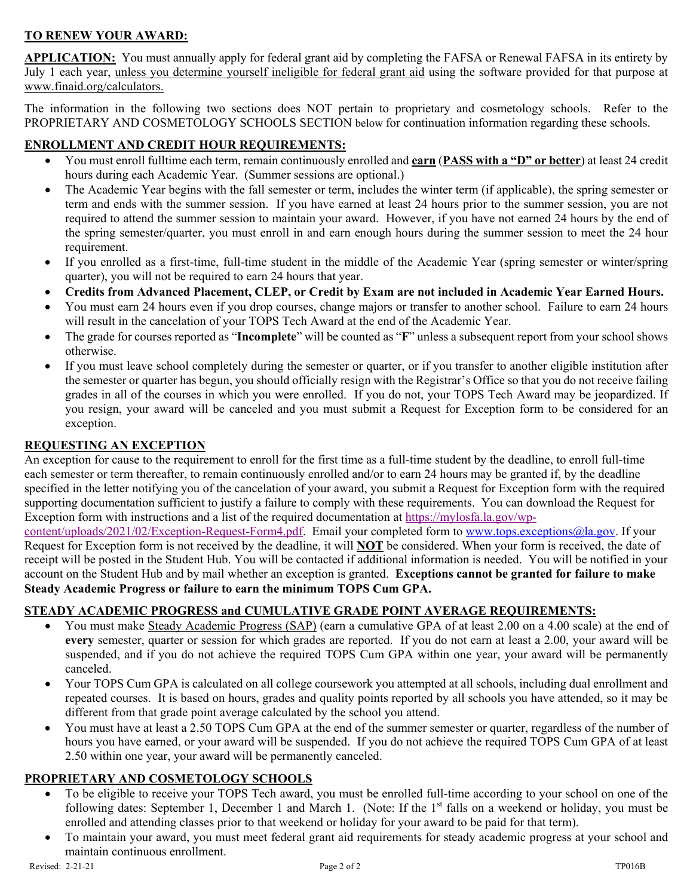**TO RENEW YOUR AWARD:**

**APPLICATION:** You must annually apply for federal grant aid by completing the FAFSA or Renewal FAFSA in its entirety by July 1 each year, unless you determine yourself ineligible for federal grant aid using the software provided for that purpose at www.finaid.org/calculators.

The information in the following two sections does NOT pertain to proprietary and cosmetology schools. Refer to the PROPRIETARY AND COSMETOLOGY SCHOOLS SECTION below for continuation information regarding these schools.

**ENROLLMENT AND CREDIT HOUR REQUIREMENTS:**

- You must enroll fulltime each term, remain continuously enrolled and **earn** (**PASS with a "D" or better**) at least 24 credit hours during each Academic Year. (Summer sessions are optional.)
- The Academic Year begins with the fall semester or term, includes the winter term (if applicable), the spring semester or term and ends with the summer session. If you have earned at least 24 hours prior to the summer session, you are not required to attend the summer session to maintain your award. However, if you have not earned 24 hours by the end of the spring semester/quarter, you must enroll in and earn enough hours during the summer session to meet the 24 hour requirement.
- If you enrolled as a first-time, full-time student in the middle of the Academic Year (spring semester or winter/spring quarter), you will not be required to earn 24 hours that year.
- **Credits from Advanced Placement, CLEP, or Credit by Exam are not included in Academic Year Earned Hours.**
- You must earn 24 hours even if you drop courses, change majors or transfer to another school. Failure to earn 24 hours will result in the cancelation of your TOPS Tech Award at the end of the Academic Year.
- The grade for courses reported as "**Incomplete**" will be counted as "**F**" unless a subsequent report from your school shows otherwise.
- If you must leave school completely during the semester or quarter, or if you transfer to another eligible institution after the semester or quarter has begun, you should officially resign with the Registrar's Office so that you do not receive failing grades in all of the courses in which you were enrolled. If you do not, your TOPS Tech Award may be jeopardized. If you resign, your award will be canceled and you must submit a Request for Exception form to be considered for an exception.

**REQUESTING AN EXCEPTION**

An exception for cause to the requirement to enroll for the first time as a full-time student by the deadline, to enroll full-time each semester or term thereafter, to remain continuously enrolled and/or to earn 24 hours may be granted if, by the deadline specified in the letter notifying you of the cancelation of your award, you submit a Request for Exception form with the required supporting documentation sufficient to justify a failure to comply with these requirements. You can download the Request for Exception form with instructions and a list of the required documentation at https://mylosfa.la.gov/wp-content/uploads/2021/02/Exception-Request-Form4.pdf. Email your completed form to www.tops.exceptions@la.gov. If your Request for Exception form is not received by the deadline, it will **NOT** be considered. When your form is received, the date of receipt will be posted in the Student Hub. You will be contacted if additional information is needed. You will be notified in your account on the Student Hub and by mail whether an exception is granted. **Exceptions cannot be granted for failure to make Steady Academic Progress or failure to earn the minimum TOPS Cum GPA.**

**STEADY ACADEMIC PROGRESS and CUMULATIVE GRADE POINT AVERAGE REQUIREMENTS:**

- You must make Steady Academic Progress (SAP) (earn a cumulative GPA of at least 2.00 on a 4.00 scale) at the end of **every** semester, quarter or session for which grades are reported. If you do not earn at least a 2.00, your award will be suspended, and if you do not achieve the required TOPS Cum GPA within one year, your award will be permanently canceled.
- Your TOPS Cum GPA is calculated on all college coursework you attempted at all schools, including dual enrollment and repeated courses. It is based on hours, grades and quality points reported by all schools you have attended, so it may be different from that grade point average calculated by the school you attend.
- You must have at least a 2.50 TOPS Cum GPA at the end of the summer semester or quarter, regardless of the number of hours you have earned, or your award will be suspended. If you do not achieve the required TOPS Cum GPA of at least 2.50 within one year, your award will be permanently canceled.

**PROPRIETARY AND COSMETOLOGY SCHOOLS**

- To be eligible to receive your TOPS Tech award, you must be enrolled full-time according to your school on one of the following dates: September 1, December 1 and March 1. (Note: If the 1st falls on a weekend or holiday, you must be enrolled and attending classes prior to that weekend or holiday for your award to be paid for that term).
- To maintain your award, you must meet federal grant aid requirements for steady academic progress at your school and maintain continuous enrollment.

Revised: 2-21-21 TP016B